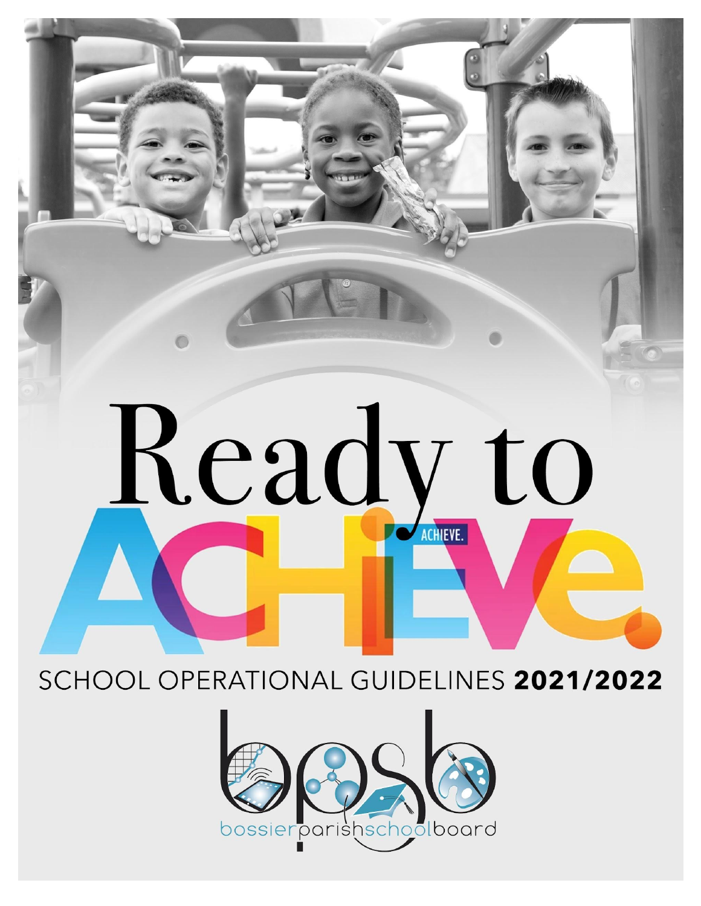# Ready to ACHIEVE.

ACHIEVE.

## SCHOOL OPERATIONAL GUIDELINES **2021/2022**

bpsb

bossierparishschoolboard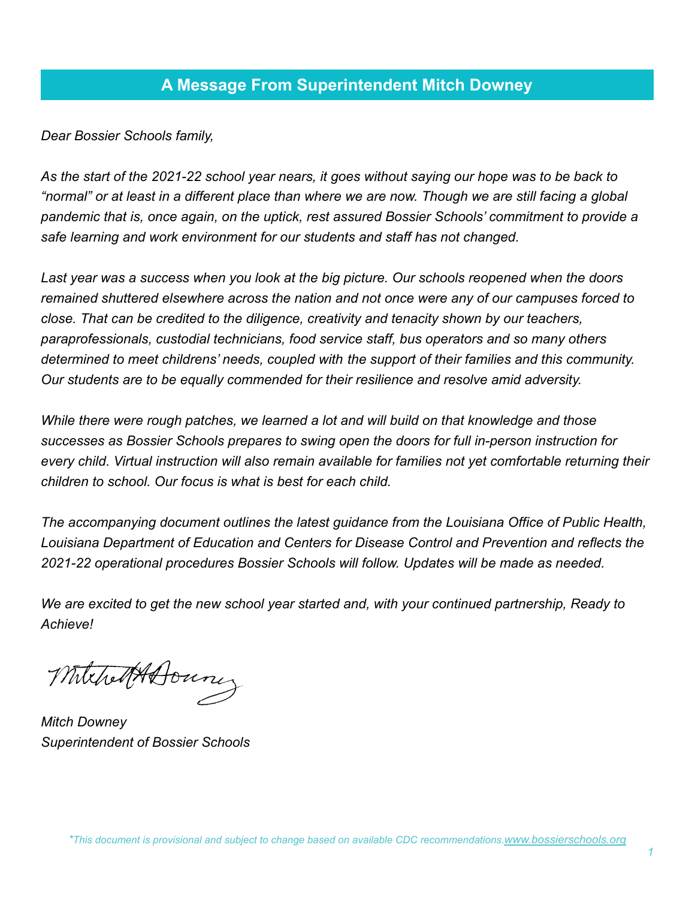## A Message From Superintendent Mitch Downey

*Dear Bossier Schools family,*

*As the start of the 2021-22 school year nears, it goes without saying our hope was to be back to "normal" or at least in a different place than where we are now. Though we are still facing a global pandemic that is, once again, on the uptick, rest assured Bossier Schools' commitment to provide a safe learning and work environment for our students and staff has not changed.*

*Last year was a success when you look at the big picture. Our schools reopened when the doors remained shuttered elsewhere across the nation and not once were any of our campuses forced to close. That can be credited to the diligence, creativity and tenacity shown by our teachers, paraprofessionals, custodial technicians, food service staff, bus operators and so many others determined to meet childrens' needs, coupled with the support of their families and this community. Our students are to be equally commended for their resilience and resolve amid adversity.*

*While there were rough patches, we learned a lot and will build on that knowledge and those successes as Bossier Schools prepares to swing open the doors for full in-person instruction for every child. Virtual instruction will also remain available for families not yet comfortable returning their children to school. Our focus is what is best for each child.*

*The accompanying document outlines the latest guidance from the Louisiana Office of Public Health, Louisiana Department of Education and Centers for Disease Control and Prevention and reflects the 2021-22 operational procedures Bossier Schools will follow. Updates will be made as needed.*

*We are excited to get the new school year started and, with your continued partnership, Ready to Achieve!*

*Mitch Downey*
*Superintendent of Bossier Schools*

*\*This document is provisional and subject to change based on available CDC recommendations.* www.bossierschools.org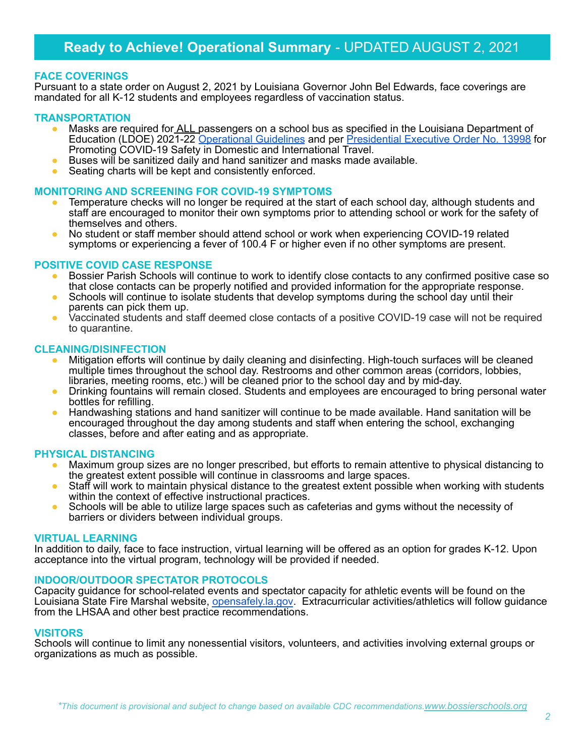## Ready to Achieve! Operational Summary - UPDATED AUGUST 2, 2021

### FACE COVERINGS

Pursuant to a state order on August 2, 2021 by Louisiana Governor John Bel Edwards, face coverings are mandated for all K-12 students and employees regardless of vaccination status.

### TRANSPORTATION

- Masks are required for ALL passengers on a school bus as specified in the Louisiana Department of Education (LDOE) 2021-22 Operational Guidelines and per Presidential Executive Order No. 13998 for Promoting COVID-19 Safety in Domestic and International Travel.
- Buses will be sanitized daily and hand sanitizer and masks made available.
- Seating charts will be kept and consistently enforced.

### MONITORING AND SCREENING FOR COVID-19 SYMPTOMS

- Temperature checks will no longer be required at the start of each school day, although students and staff are encouraged to monitor their own symptoms prior to attending school or work for the safety of themselves and others.
- No student or staff member should attend school or work when experiencing COVID-19 related symptoms or experiencing a fever of 100.4 F or higher even if no other symptoms are present.

### POSITIVE COVID CASE RESPONSE

- Bossier Parish Schools will continue to work to identify close contacts to any confirmed positive case so that close contacts can be properly notified and provided information for the appropriate response.
- Schools will continue to isolate students that develop symptoms during the school day until their parents can pick them up.
- Vaccinated students and staff deemed close contacts of a positive COVID-19 case will not be required to quarantine.

### CLEANING/DISINFECTION

- Mitigation efforts will continue by daily cleaning and disinfecting. High-touch surfaces will be cleaned multiple times throughout the school day. Restrooms and other common areas (corridors, lobbies, libraries, meeting rooms, etc.) will be cleaned prior to the school day and by mid-day.
- Drinking fountains will remain closed. Students and employees are encouraged to bring personal water bottles for refilling.
- Handwashing stations and hand sanitizer will continue to be made available. Hand sanitation will be encouraged throughout the day among students and staff when entering the school, exchanging classes, before and after eating and as appropriate.

### PHYSICAL DISTANCING

- Maximum group sizes are no longer prescribed, but efforts to remain attentive to physical distancing to the greatest extent possible will continue in classrooms and large spaces.
- Staff will work to maintain physical distance to the greatest extent possible when working with students within the context of effective instructional practices.
- Schools will be able to utilize large spaces such as cafeterias and gyms without the necessity of barriers or dividers between individual groups.

### VIRTUAL LEARNING

In addition to daily, face to face instruction, virtual learning will be offered as an option for grades K-12. Upon acceptance into the virtual program, technology will be provided if needed.

### INDOOR/OUTDOOR SPECTATOR PROTOCOLS

Capacity guidance for school-related events and spectator capacity for athletic events will be found on the Louisiana State Fire Marshal website, opensafely.la.gov. Extracurricular activities/athletics will follow guidance from the LHSAA and other best practice recommendations.

### VISITORS

Schools will continue to limit any nonessential visitors, volunteers, and activities involving external groups or organizations as much as possible.

*\*This document is provisional and subject to change based on available CDC recommendations.* www.bossierschools.org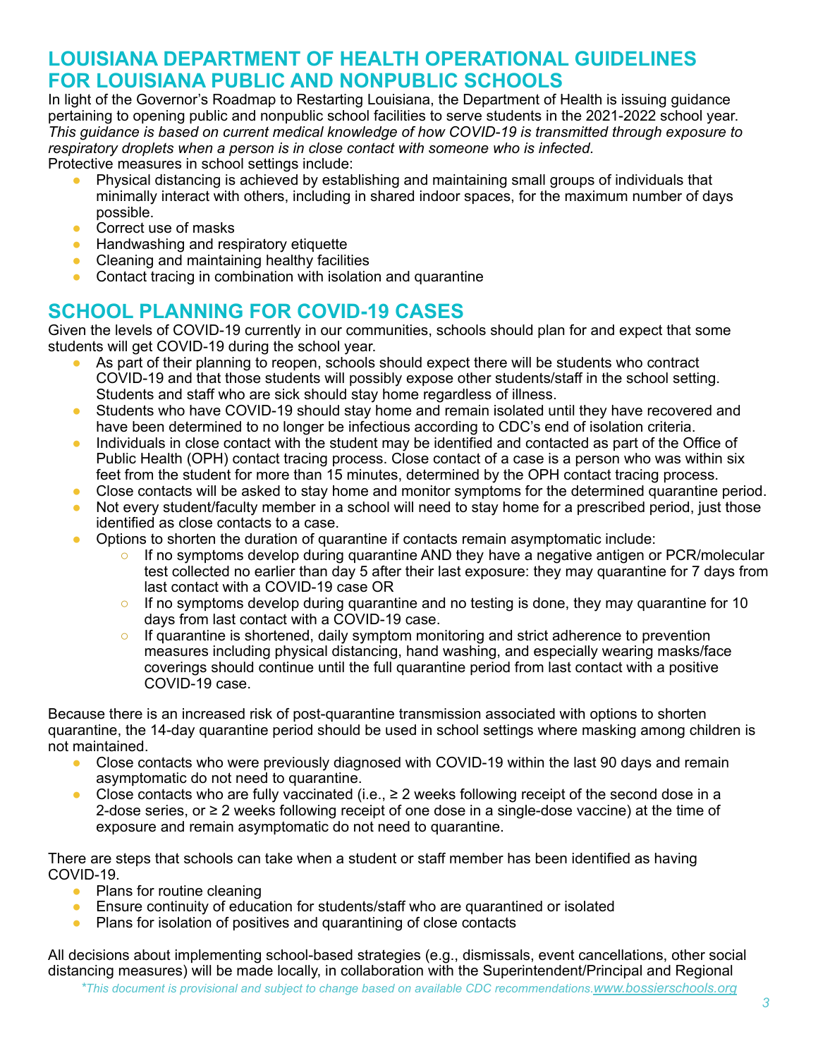## LOUISIANA DEPARTMENT OF HEALTH OPERATIONAL GUIDELINES FOR LOUISIANA PUBLIC AND NONPUBLIC SCHOOLS

In light of the Governor's Roadmap to Restarting Louisiana, the Department of Health is issuing guidance pertaining to opening public and nonpublic school facilities to serve students in the 2021-2022 school year. *This guidance is based on current medical knowledge of how COVID-19 is transmitted through exposure to respiratory droplets when a person is in close contact with someone who is infected.*

Protective measures in school settings include:

- Physical distancing is achieved by establishing and maintaining small groups of individuals that minimally interact with others, including in shared indoor spaces, for the maximum number of days possible.
- Correct use of masks
- Handwashing and respiratory etiquette
- Cleaning and maintaining healthy facilities
- Contact tracing in combination with isolation and quarantine

## SCHOOL PLANNING FOR COVID-19 CASES

Given the levels of COVID-19 currently in our communities, schools should plan for and expect that some students will get COVID-19 during the school year.

- As part of their planning to reopen, schools should expect there will be students who contract COVID-19 and that those students will possibly expose other students/staff in the school setting. Students and staff who are sick should stay home regardless of illness.
- Students who have COVID-19 should stay home and remain isolated until they have recovered and have been determined to no longer be infectious according to CDC's end of isolation criteria.
- Individuals in close contact with the student may be identified and contacted as part of the Office of Public Health (OPH) contact tracing process. Close contact of a case is a person who was within six feet from the student for more than 15 minutes, determined by the OPH contact tracing process.
- Close contacts will be asked to stay home and monitor symptoms for the determined quarantine period.
- Not every student/faculty member in a school will need to stay home for a prescribed period, just those identified as close contacts to a case.
- Options to shorten the duration of quarantine if contacts remain asymptomatic include:
  - If no symptoms develop during quarantine AND they have a negative antigen or PCR/molecular test collected no earlier than day 5 after their last exposure: they may quarantine for 7 days from last contact with a COVID-19 case OR
  - If no symptoms develop during quarantine and no testing is done, they may quarantine for 10 days from last contact with a COVID-19 case.
  - If quarantine is shortened, daily symptom monitoring and strict adherence to prevention measures including physical distancing, hand washing, and especially wearing masks/face coverings should continue until the full quarantine period from last contact with a positive COVID-19 case.

Because there is an increased risk of post-quarantine transmission associated with options to shorten quarantine, the 14-day quarantine period should be used in school settings where masking among children is not maintained.

- Close contacts who were previously diagnosed with COVID-19 within the last 90 days and remain asymptomatic do not need to quarantine.
- Close contacts who are fully vaccinated (i.e., ≥ 2 weeks following receipt of the second dose in a 2-dose series, or ≥ 2 weeks following receipt of one dose in a single-dose vaccine) at the time of exposure and remain asymptomatic do not need to quarantine.

There are steps that schools can take when a student or staff member has been identified as having COVID-19.

- Plans for routine cleaning
- Ensure continuity of education for students/staff who are quarantined or isolated
- Plans for isolation of positives and quarantining of close contacts

All decisions about implementing school-based strategies (e.g., dismissals, event cancellations, other social distancing measures) will be made locally, in collaboration with the Superintendent/Principal and Regional

*\*This document is provisional and subject to change based on available CDC recommendations.www.bossierschools.org*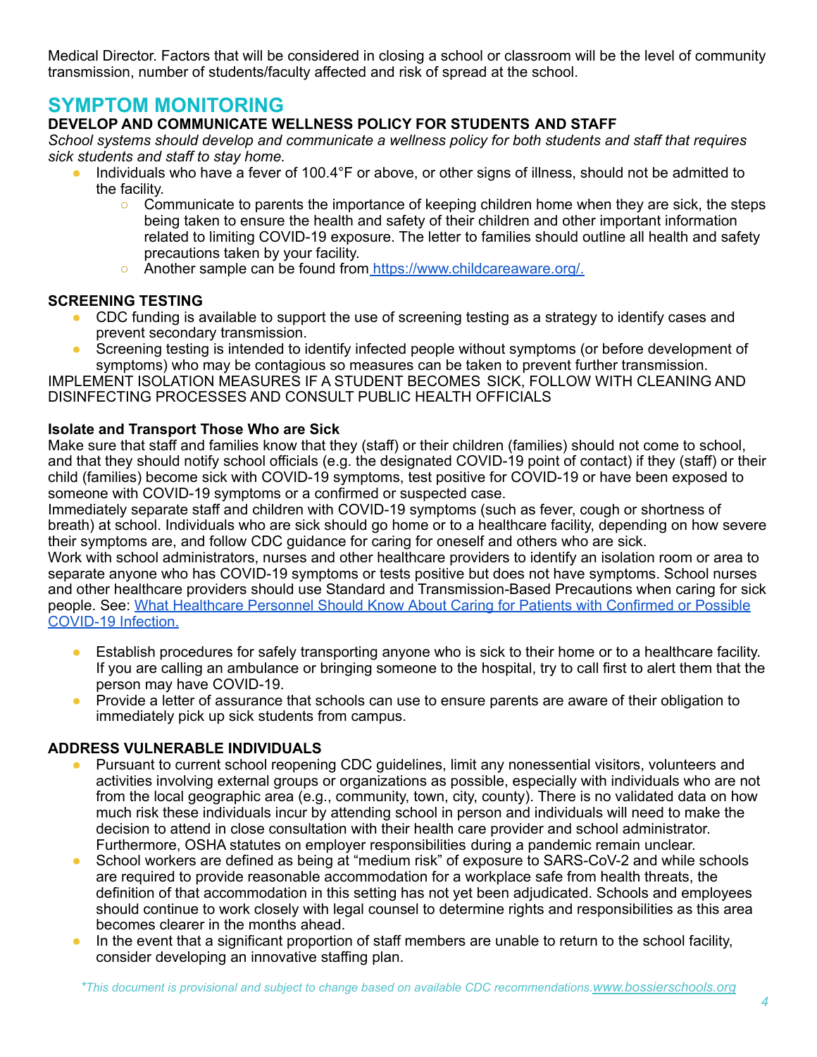Medical Director. Factors that will be considered in closing a school or classroom will be the level of community transmission, number of students/faculty affected and risk of spread at the school.

## SYMPTOM MONITORING

**DEVELOP AND COMMUNICATE WELLNESS POLICY FOR STUDENTS AND STAFF**

*School systems should develop and communicate a wellness policy for both students and staff that requires sick students and staff to stay home.*

- Individuals who have a fever of 100.4°F or above, or other signs of illness, should not be admitted to the facility.
  - Communicate to parents the importance of keeping children home when they are sick, the steps being taken to ensure the health and safety of their children and other important information related to limiting COVID-19 exposure. The letter to families should outline all health and safety precautions taken by your facility.
  - Another sample can be found from [https://www.childcareaware.org/.](https://www.childcareaware.org/)

**SCREENING TESTING**

- CDC funding is available to support the use of screening testing as a strategy to identify cases and prevent secondary transmission.
- Screening testing is intended to identify infected people without symptoms (or before development of symptoms) who may be contagious so measures can be taken to prevent further transmission.

IMPLEMENT ISOLATION MEASURES IF A STUDENT BECOMES SICK, FOLLOW WITH CLEANING AND DISINFECTING PROCESSES AND CONSULT PUBLIC HEALTH OFFICIALS

**Isolate and Transport Those Who are Sick**

Make sure that staff and families know that they (staff) or their children (families) should not come to school, and that they should notify school officials (e.g. the designated COVID-19 point of contact) if they (staff) or their child (families) become sick with COVID-19 symptoms, test positive for COVID-19 or have been exposed to someone with COVID-19 symptoms or a confirmed or suspected case.

Immediately separate staff and children with COVID-19 symptoms (such as fever, cough or shortness of breath) at school. Individuals who are sick should go home or to a healthcare facility, depending on how severe their symptoms are, and follow CDC guidance for caring for oneself and others who are sick.

Work with school administrators, nurses and other healthcare providers to identify an isolation room or area to separate anyone who has COVID-19 symptoms or tests positive but does not have symptoms. School nurses and other healthcare providers should use Standard and Transmission-Based Precautions when caring for sick people. See: [What Healthcare Personnel Should Know About Caring for Patients with Confirmed or Possible COVID-19 Infection.]()

- Establish procedures for safely transporting anyone who is sick to their home or to a healthcare facility. If you are calling an ambulance or bringing someone to the hospital, try to call first to alert them that the person may have COVID-19.
- Provide a letter of assurance that schools can use to ensure parents are aware of their obligation to immediately pick up sick students from campus.

**ADDRESS VULNERABLE INDIVIDUALS**

- Pursuant to current school reopening CDC guidelines, limit any nonessential visitors, volunteers and activities involving external groups or organizations as possible, especially with individuals who are not from the local geographic area (e.g., community, town, city, county). There is no validated data on how much risk these individuals incur by attending school in person and individuals will need to make the decision to attend in close consultation with their health care provider and school administrator. Furthermore, OSHA statutes on employer responsibilities during a pandemic remain unclear.
- School workers are defined as being at "medium risk" of exposure to SARS-CoV-2 and while schools are required to provide reasonable accommodation for a workplace safe from health threats, the definition of that accommodation in this setting has not yet been adjudicated. Schools and employees should continue to work closely with legal counsel to determine rights and responsibilities as this area becomes clearer in the months ahead.
- In the event that a significant proportion of staff members are unable to return to the school facility, consider developing an innovative staffing plan.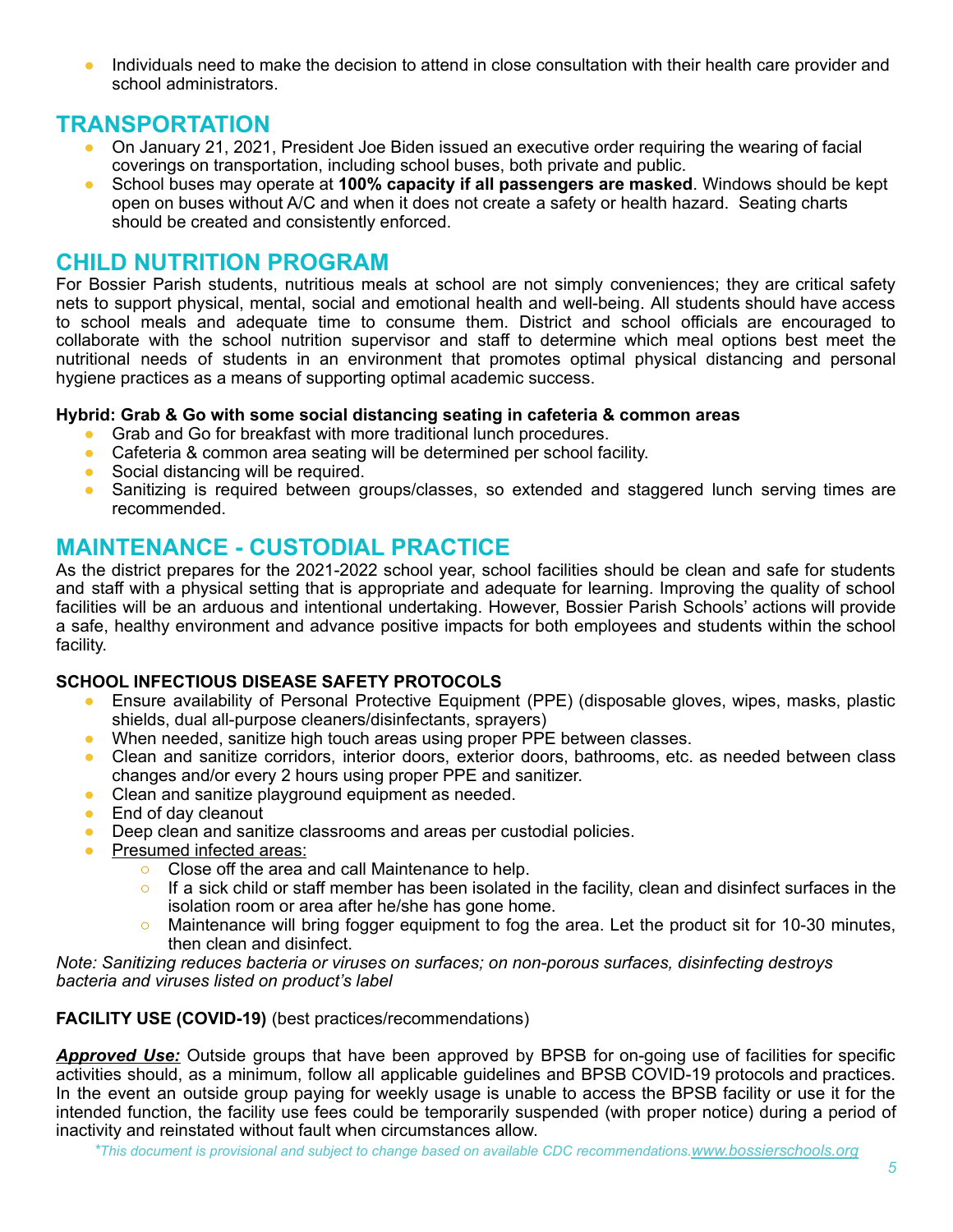- Individuals need to make the decision to attend in close consultation with their health care provider and school administrators.

## TRANSPORTATION

- On January 21, 2021, President Joe Biden issued an executive order requiring the wearing of facial coverings on transportation, including school buses, both private and public.
- School buses may operate at **100% capacity if all passengers are masked**. Windows should be kept open on buses without A/C and when it does not create a safety or health hazard. Seating charts should be created and consistently enforced.

## CHILD NUTRITION PROGRAM

For Bossier Parish students, nutritious meals at school are not simply conveniences; they are critical safety nets to support physical, mental, social and emotional health and well-being. All students should have access to school meals and adequate time to consume them. District and school officials are encouraged to collaborate with the school nutrition supervisor and staff to determine which meal options best meet the nutritional needs of students in an environment that promotes optimal physical distancing and personal hygiene practices as a means of supporting optimal academic success.

**Hybrid: Grab & Go with some social distancing seating in cafeteria & common areas**

- Grab and Go for breakfast with more traditional lunch procedures.
- Cafeteria & common area seating will be determined per school facility.
- Social distancing will be required.
- Sanitizing is required between groups/classes, so extended and staggered lunch serving times are recommended.

## MAINTENANCE - CUSTODIAL PRACTICE

As the district prepares for the 2021-2022 school year, school facilities should be clean and safe for students and staff with a physical setting that is appropriate and adequate for learning. Improving the quality of school facilities will be an arduous and intentional undertaking. However, Bossier Parish Schools' actions will provide a safe, healthy environment and advance positive impacts for both employees and students within the school facility.

**SCHOOL INFECTIOUS DISEASE SAFETY PROTOCOLS**

- Ensure availability of Personal Protective Equipment (PPE) (disposable gloves, wipes, masks, plastic shields, dual all-purpose cleaners/disinfectants, sprayers)
- When needed, sanitize high touch areas using proper PPE between classes.
- Clean and sanitize corridors, interior doors, exterior doors, bathrooms, etc. as needed between class changes and/or every 2 hours using proper PPE and sanitizer.
- Clean and sanitize playground equipment as needed.
- End of day cleanout
- Deep clean and sanitize classrooms and areas per custodial policies.
- Presumed infected areas:
    - Close off the area and call Maintenance to help.
    - If a sick child or staff member has been isolated in the facility, clean and disinfect surfaces in the isolation room or area after he/she has gone home.
    - Maintenance will bring fogger equipment to fog the area. Let the product sit for 10-30 minutes, then clean and disinfect.

*Note: Sanitizing reduces bacteria or viruses on surfaces; on non-porous surfaces, disinfecting destroys bacteria and viruses listed on product's label*

**FACILITY USE (COVID-19)** (best practices/recommendations)

***Approved Use:*** Outside groups that have been approved by BPSB for on-going use of facilities for specific activities should, as a minimum, follow all applicable guidelines and BPSB COVID-19 protocols and practices. In the event an outside group paying for weekly usage is unable to access the BPSB facility or use it for the intended function, the facility use fees could be temporarily suspended (with proper notice) during a period of inactivity and reinstated without fault when circumstances allow.

*\*This document is provisional and subject to change based on available CDC recommendations.www.bossierschools.org*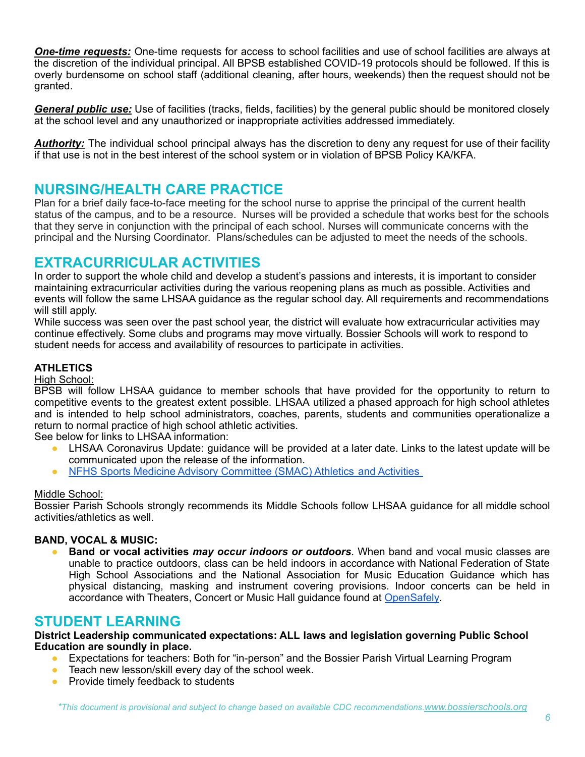***One-time requests:*** One-time requests for access to school facilities and use of school facilities are always at the discretion of the individual principal. All BPSB established COVID-19 protocols should be followed. If this is overly burdensome on school staff (additional cleaning, after hours, weekends) then the request should not be granted.

***General public use:*** Use of facilities (tracks, fields, facilities) by the general public should be monitored closely at the school level and any unauthorized or inappropriate activities addressed immediately.

***Authority:*** The individual school principal always has the discretion to deny any request for use of their facility if that use is not in the best interest of the school system or in violation of BPSB Policy KA/KFA.

## NURSING/HEALTH CARE PRACTICE

Plan for a brief daily face-to-face meeting for the school nurse to apprise the principal of the current health status of the campus, and to be a resource. Nurses will be provided a schedule that works best for the schools that they serve in conjunction with the principal of each school. Nurses will communicate concerns with the principal and the Nursing Coordinator. Plans/schedules can be adjusted to meet the needs of the schools.

## EXTRACURRICULAR ACTIVITIES

In order to support the whole child and develop a student's passions and interests, it is important to consider maintaining extracurricular activities during the various reopening plans as much as possible. Activities and events will follow the same LHSAA guidance as the regular school day. All requirements and recommendations will still apply.

While success was seen over the past school year, the district will evaluate how extracurricular activities may continue effectively. Some clubs and programs may move virtually. Bossier Schools will work to respond to student needs for access and availability of resources to participate in activities.

### ATHLETICS

High School:

BPSB will follow LHSAA guidance to member schools that have provided for the opportunity to return to competitive events to the greatest extent possible. LHSAA utilized a phased approach for high school athletes and is intended to help school administrators, coaches, parents, students and communities operationalize a return to normal practice of high school athletic activities.

See below for links to LHSAA information:

- LHSAA Coronavirus Update: guidance will be provided at a later date. Links to the latest update will be communicated upon the release of the information.
- NFHS Sports Medicine Advisory Committee (SMAC) Athletics and Activities

Middle School:

Bossier Parish Schools strongly recommends its Middle Schools follow LHSAA guidance for all middle school activities/athletics as well.

### BAND, VOCAL & MUSIC:

- **Band or vocal activities *may occur indoors or outdoors***. When band and vocal music classes are unable to practice outdoors, class can be held indoors in accordance with National Federation of State High School Associations and the National Association for Music Education Guidance which has physical distancing, masking and instrument covering provisions. Indoor concerts can be held in accordance with Theaters, Concert or Music Hall guidance found at OpenSafely.

## STUDENT LEARNING

**District Leadership communicated expectations: ALL laws and legislation governing Public School Education are soundly in place.**

- Expectations for teachers: Both for "in-person" and the Bossier Parish Virtual Learning Program
- Teach new lesson/skill every day of the school week.
- Provide timely feedback to students

*\*This document is provisional and subject to change based on available CDC recommendations.www.bossierschools.org*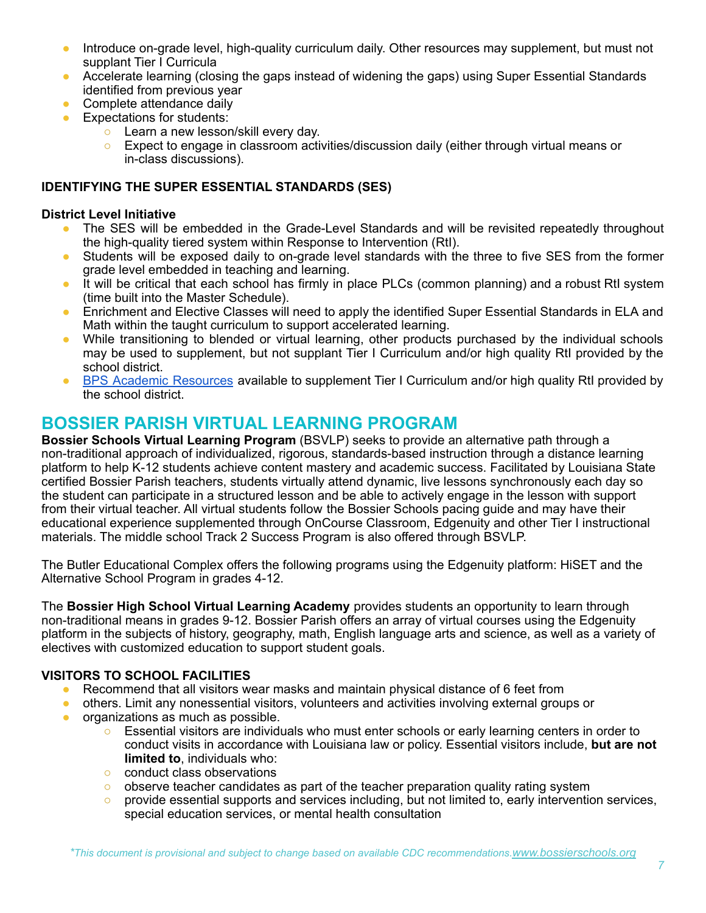- Introduce on-grade level, high-quality curriculum daily. Other resources may supplement, but must not supplant Tier I Curricula
- Accelerate learning (closing the gaps instead of widening the gaps) using Super Essential Standards identified from previous year
- Complete attendance daily
- Expectations for students:
  - Learn a new lesson/skill every day.
  - Expect to engage in classroom activities/discussion daily (either through virtual means or in-class discussions).

**IDENTIFYING THE SUPER ESSENTIAL STANDARDS (SES)**

**District Level Initiative**

- The SES will be embedded in the Grade-Level Standards and will be revisited repeatedly throughout the high-quality tiered system within Response to Intervention (RtI).
- Students will be exposed daily to on-grade level standards with the three to five SES from the former grade level embedded in teaching and learning.
- It will be critical that each school has firmly in place PLCs (common planning) and a robust RtI system (time built into the Master Schedule).
- Enrichment and Elective Classes will need to apply the identified Super Essential Standards in ELA and Math within the taught curriculum to support accelerated learning.
- While transitioning to blended or virtual learning, other products purchased by the individual schools may be used to supplement, but not supplant Tier I Curriculum and/or high quality RtI provided by the school district.
- BPS Academic Resources available to supplement Tier I Curriculum and/or high quality RtI provided by the school district.

## BOSSIER PARISH VIRTUAL LEARNING PROGRAM

**Bossier Schools Virtual Learning Program** (BSVLP) seeks to provide an alternative path through a non-traditional approach of individualized, rigorous, standards-based instruction through a distance learning platform to help K-12 students achieve content mastery and academic success. Facilitated by Louisiana State certified Bossier Parish teachers, students virtually attend dynamic, live lessons synchronously each day so the student can participate in a structured lesson and be able to actively engage in the lesson with support from their virtual teacher. All virtual students follow the Bossier Schools pacing guide and may have their educational experience supplemented through OnCourse Classroom, Edgenuity and other Tier I instructional materials. The middle school Track 2 Success Program is also offered through BSVLP.

The Butler Educational Complex offers the following programs using the Edgenuity platform: HiSET and the Alternative School Program in grades 4-12.

The **Bossier High School Virtual Learning Academy** provides students an opportunity to learn through non-traditional means in grades 9-12. Bossier Parish offers an array of virtual courses using the Edgenuity platform in the subjects of history, geography, math, English language arts and science, as well as a variety of electives with customized education to support student goals.

**VISITORS TO SCHOOL FACILITIES**

- Recommend that all visitors wear masks and maintain physical distance of 6 feet from
- others. Limit any nonessential visitors, volunteers and activities involving external groups or
- organizations as much as possible.
  - Essential visitors are individuals who must enter schools or early learning centers in order to conduct visits in accordance with Louisiana law or policy. Essential visitors include, **but are not limited to**, individuals who:
  - conduct class observations
  - observe teacher candidates as part of the teacher preparation quality rating system
  - provide essential supports and services including, but not limited to, early intervention services, special education services, or mental health consultation

*\*This document is provisional and subject to change based on available CDC recommendations.www.bossierschools.org*